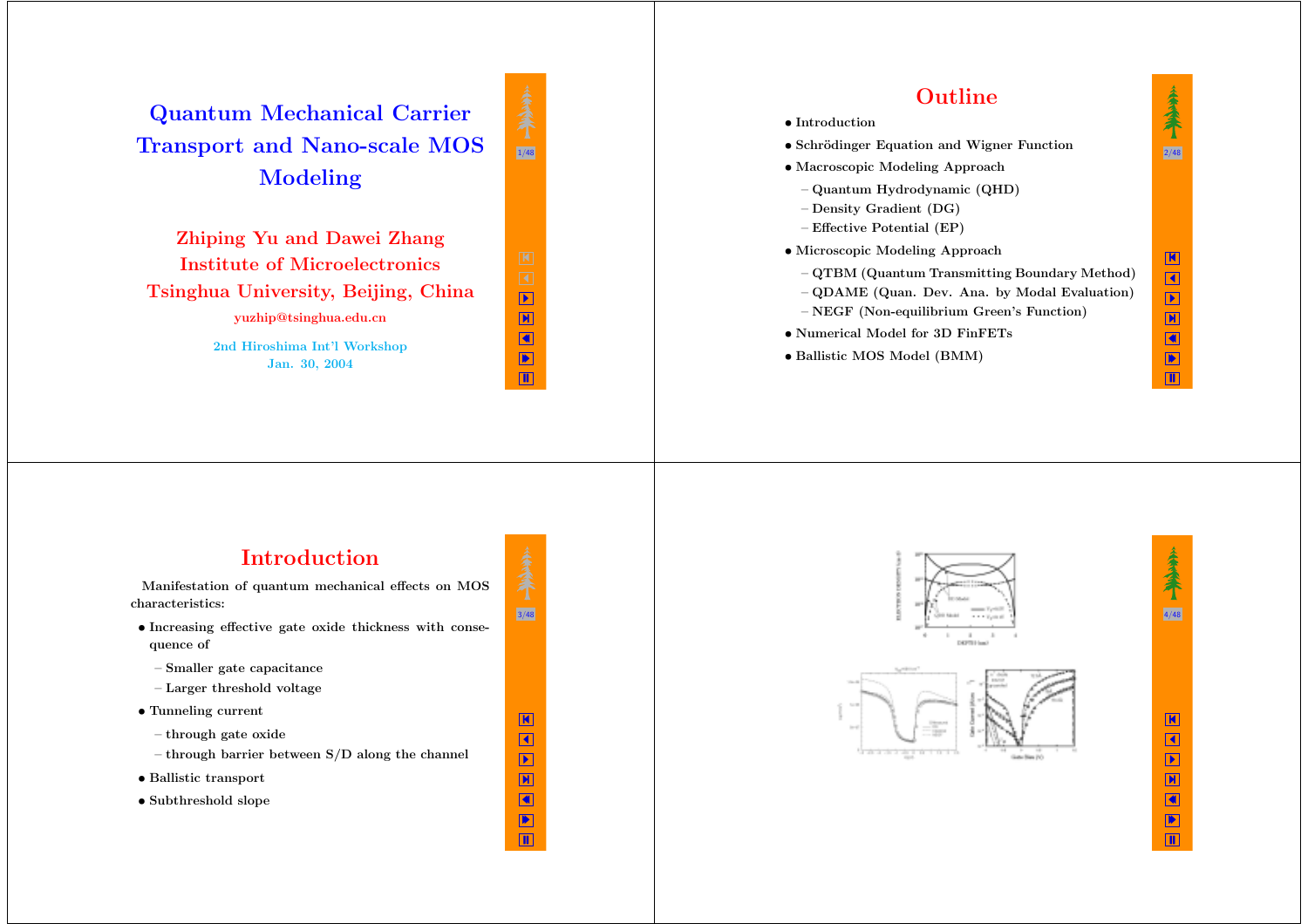# Quantum Mechanical Carrier Transport and Nano-scale MOS Modeling

**Zhiping Yu and Dawei Zhang**
**Institute of Microelectronics**
**Tsinghua University, Beijing, China**

yuzhip@tsinghua.edu.cn

2nd Hiroshima Int'l Workshop
Jan. 30, 2004

## Outline

- Introduction
- Schrödinger Equation and Wigner Function
- Macroscopic Modeling Approach
  - Quantum Hydrodynamic (QHD)
  - Density Gradient (DG)
  - Effective Potential (EP)
- Microscopic Modeling Approach
  - QTBM (Quantum Transmitting Boundary Method)
  - QDAME (Quan. Dev. Ana. by Modal Evaluation)
  - NEGF (Non-equilibrium Green's Function)
- Numerical Model for 3D FinFETs
- Ballistic MOS Model (BMM)

## Introduction

Manifestation of quantum mechanical effects on MOS characteristics:

- Increasing effective gate oxide thickness with consequence of
  - Smaller gate capacitance
  - Larger threshold voltage
- Tunneling current
  - through gate oxide
  - through barrier between S/D along the channel
- Ballistic transport
- Subthreshold slope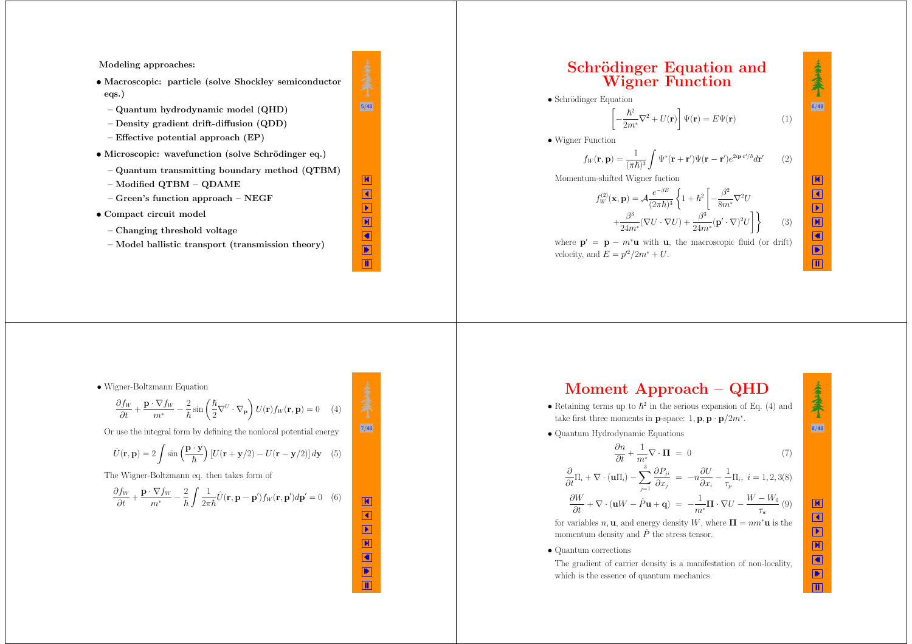**Modeling approaches:**

- **Macroscopic: particle (solve Shockley semiconductor eqs.)**
  - **Quantum hydrodynamic model (QHD)**
  - **Density gradient drift-diffusion (QDD)**
  - **Effective potential approach (EP)**
- **Microscopic: wavefunction (solve Schrödinger eq.)**
  - **Quantum transmitting boundary method (QTBM)**
  - **Modified QTBM – QDAME**
  - **Green's function approach – NEGF**
- **Compact circuit model**
  - **Changing threshold voltage**
  - **Model ballistic transport (transmission theory)**

## Schrödinger Equation and Wigner Function

- Schrödinger Equation

$$\left[-\frac{\hbar^2}{2m^*}\nabla^2 + U(\mathbf{r})\right]\Psi(\mathbf{r}) = E\Psi(\mathbf{r}) \tag{1}$$

- Wigner Function

$$f_W(\mathbf{r},\mathbf{p}) = \frac{1}{(\pi\hbar)^3}\int \Psi^*(\mathbf{r}+\mathbf{r}')\Psi(\mathbf{r}-\mathbf{r}')e^{2i\mathbf{p}\cdot\mathbf{r}'/\hbar}d\mathbf{r}' \tag{2}$$

Momentum-shifted Wigner fuction

$$f_W^{(2)}(\mathbf{x},\mathbf{p}) = \mathcal{A}\frac{e^{-\beta E}}{(2\pi\hbar)^3}\left\{1+\hbar^2\left[-\frac{\beta^2}{8m^*}\nabla^2 U + \frac{\beta^3}{24m^*}(\nabla U\cdot\nabla U) + \frac{\beta^3}{24m^*}(\mathbf{p}'\cdot\nabla)^2 U\right]\right\} \tag{3}$$

where $\mathbf{p}' = \mathbf{p} - m^*\mathbf{u}$ with $\mathbf{u}$, the macroscopic fluid (or drift) velocity, and $E = p'^2/2m^* + U$.

- Wigner-Boltzmann Equation

$$\frac{\partial f_W}{\partial t} + \frac{\mathbf{p}\cdot\nabla f_W}{m^*} - \frac{2}{\hbar}\sin\left(\frac{\hbar}{2}\nabla^U\cdot\nabla_{\mathbf{p}}\right)U(\mathbf{r})f_W(\mathbf{r},\mathbf{p}) = 0 \tag{4}$$

Or use the integral form by defining the nonlocal potential energy

$$\hat{U}(\mathbf{r},\mathbf{p}) = 2\int \sin\left(\frac{\mathbf{p}\cdot\mathbf{y}}{\hbar}\right)\left[U(\mathbf{r}+\mathbf{y}/2) - U(\mathbf{r}-\mathbf{y}/2)\right]d\mathbf{y} \tag{5}$$

The Wigner-Boltzmann eq. then takes form of

$$\frac{\partial f_W}{\partial t} + \frac{\mathbf{p}\cdot\nabla f_W}{m^*} - \frac{2}{\hbar}\int \frac{1}{2\pi\hbar}\hat{U}(\mathbf{r},\mathbf{p}-\mathbf{p}')f_W(\mathbf{r},\mathbf{p}')d\mathbf{p}' = 0 \tag{6}$$

## Moment Approach – QHD

- Retaining terms up to $\hbar^2$ in the serious expansion of Eq. (4) and take first three moments in $\mathbf{p}$-space: $1, \mathbf{p}, \mathbf{p}\cdot\mathbf{p}/2m^*$.
- Quantum Hydrodynamic Equations

$$\frac{\partial n}{\partial t} + \frac{1}{m^*}\nabla\cdot\mathbf{\Pi} = 0 \tag{7}$$

$$\frac{\partial}{\partial t}\Pi_i + \nabla\cdot(\mathbf{u}\Pi_i) - \sum_{j=1}^{3}\frac{\partial P_{ji}}{\partial x_j} = -n\frac{\partial U}{\partial x_i} - \frac{1}{\tau_p}\Pi_i,\ i=1,2,3 \tag{8}$$

$$\frac{\partial W}{\partial t} + \nabla\cdot(\mathbf{u}W - \hat{P}\mathbf{u} + \mathbf{q}) = -\frac{1}{m^*}\mathbf{\Pi}\cdot\nabla U - \frac{W-W_0}{\tau_w} \tag{9}$$

for variables $n, \mathbf{u}$, and energy density $W$, where $\mathbf{\Pi} = nm^*\mathbf{u}$ is the momentum density and $\hat{P}$ the stress tensor.

- Quantum corrections

The gradient of carrier density is a manifestation of non-locality, which is the essence of quantum mechanics.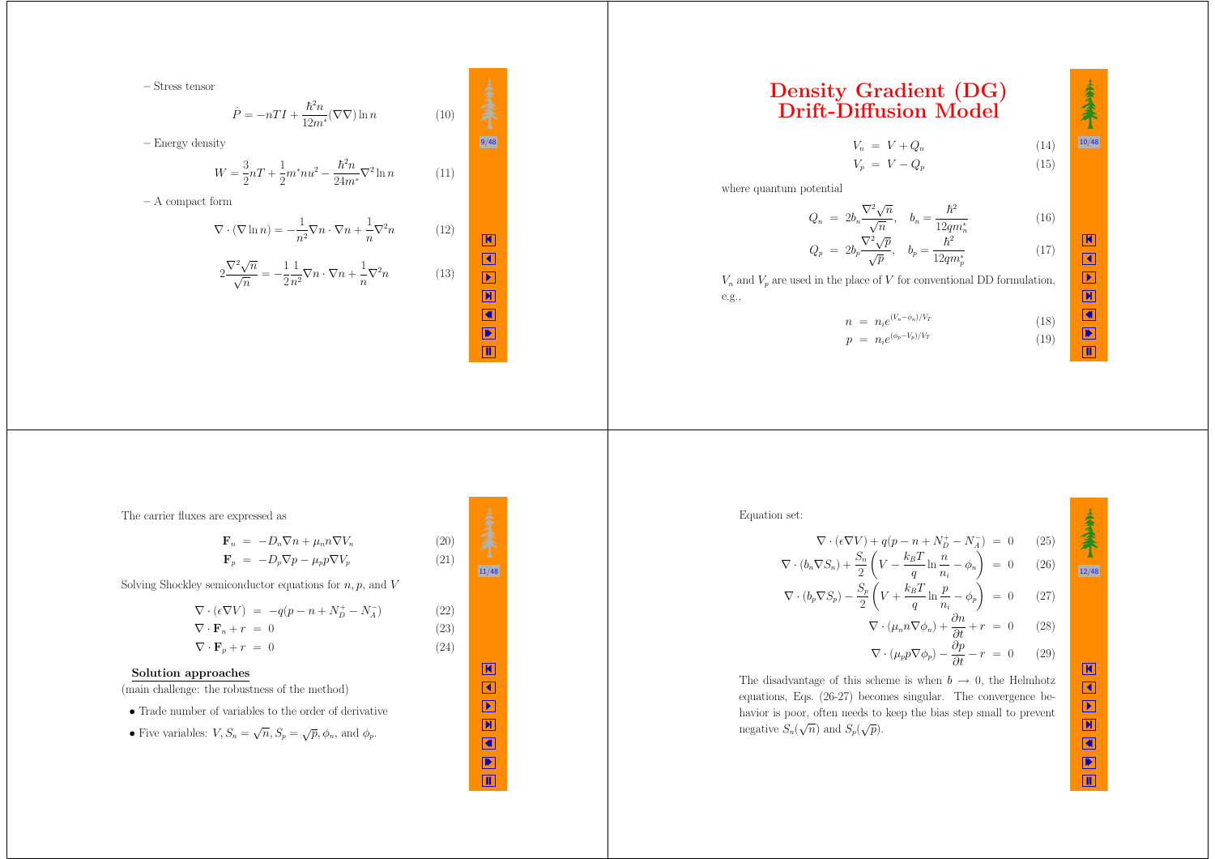– Stress tensor

$$\hat{P} = -nTI + \frac{\hbar^2 n}{12m^*}(\nabla\nabla)\ln n \tag{10}$$

– Energy density

$$W = \frac{3}{2}nT + \frac{1}{2}m^* n u^2 - \frac{\hbar^2 n}{24m^*}\nabla^2 \ln n \tag{11}$$

– A compact form

$$\nabla \cdot (\nabla \ln n) = -\frac{1}{n^2}\nabla n \cdot \nabla n + \frac{1}{n}\nabla^2 n \tag{12}$$

$$2\frac{\nabla^2\sqrt{n}}{\sqrt{n}} = -\frac{1}{2}\frac{1}{n^2}\nabla n \cdot \nabla n + \frac{1}{n}\nabla^2 n \tag{13}$$

# Density Gradient (DG) Drift-Diffusion Model

$$V_n = V + Q_n \tag{14}$$

$$V_p = V - Q_p \tag{15}$$

where quantum potential

$$Q_n = 2b_n\frac{\nabla^2\sqrt{n}}{\sqrt{n}}, \quad b_n = \frac{\hbar^2}{12qm_n^*} \tag{16}$$

$$Q_p = 2b_p\frac{\nabla^2\sqrt{p}}{\sqrt{p}}, \quad b_p = \frac{\hbar^2}{12qm_p^*} \tag{17}$$

$V_n$ and $V_p$ are used in the place of $V$ for conventional DD formulation, e.g.,

$$n = n_i e^{(V_n - \phi_n)/V_T} \tag{18}$$

$$p = n_i e^{(\phi_p - V_p)/V_T} \tag{19}$$

The carrier fluxes are expressed as

$$\mathbf{F}_n = -D_n \nabla n + \mu_n n \nabla V_n \tag{20}$$

$$\mathbf{F}_p = -D_p \nabla p - \mu_p p \nabla V_p \tag{21}$$

Solving Shockley semiconductor equations for $n, p$, and $V$

$$\nabla \cdot (\epsilon \nabla V) = -q(p - n + N_D^+ - N_A^-) \tag{22}$$

$$\nabla \cdot \mathbf{F}_n + r = 0 \tag{23}$$

$$\nabla \cdot \mathbf{F}_p + r = 0 \tag{24}$$

**Solution approaches**

(main challenge: the robustness of the method)

- Trade number of variables to the order of derivative
- Five variables: $V, S_n = \sqrt{n}, S_p = \sqrt{p}, \phi_n$, and $\phi_p$.

Equation set:

$$\nabla \cdot (\epsilon \nabla V) + q(p - n + N_D^+ - N_A^-) = 0 \tag{25}$$

$$\nabla \cdot (b_n \nabla S_n) + \frac{S_n}{2}\left(V - \frac{k_B T}{q}\ln\frac{n}{n_i} - \phi_n\right) = 0 \tag{26}$$

$$\nabla \cdot (b_p \nabla S_p) - \frac{S_p}{2}\left(V + \frac{k_B T}{q}\ln\frac{p}{n_i} - \phi_p\right) = 0 \tag{27}$$

$$\nabla \cdot (\mu_n n \nabla \phi_n) + \frac{\partial n}{\partial t} + r = 0 \tag{28}$$

$$\nabla \cdot (\mu_p p \nabla \phi_p) - \frac{\partial p}{\partial t} - r = 0 \tag{29}$$

The disadvantage of this scheme is when $b \to 0$, the Helmhotz equations, Eqs. (26-27) becomes singular. The convergence behavior is poor, often needs to keep the bias step small to prevent negative $S_n(\sqrt{n})$ and $S_p(\sqrt{p})$.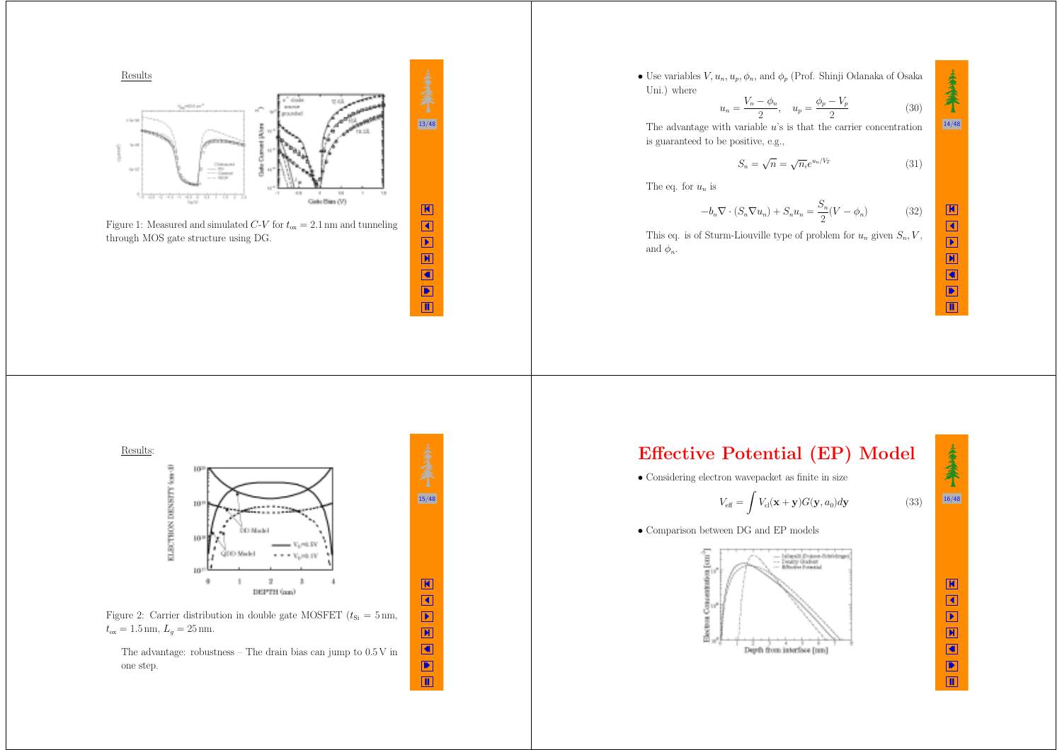Results

Figure 1: Measured and simulated $C$-$V$ for $t_{ox} = 2.1\,\text{nm}$ and tunneling through MOS gate structure using DG.

- Use variables $V, u_n, u_p, \phi_n$, and $\phi_p$ (Prof. Shinji Odanaka of Osaka Uni.) where

$$u_n = \frac{V_n - \phi_n}{2}, \quad u_p = \frac{\phi_p - V_p}{2} \tag{30}$$

The advantage with variable $u$'s is that the carrier concentration is guaranteed to be positive, e.g.,

$$S_n = \sqrt{n} = \sqrt{n_i} e^{u_n/V_T} \tag{31}$$

The eq. for $u_n$ is

$$-b_n \nabla \cdot (S_n \nabla u_n) + S_n u_n = \frac{S_n}{2}(V - \phi_n) \tag{32}$$

This eq. is of Sturm-Liouville type of problem for $u_n$ given $S_n, V$, and $\phi_n$.

Results:

Figure 2: Carrier distribution in double gate MOSFET ($t_{Si} = 5\,\text{nm}$, $t_{ox} = 1.5\,\text{nm}$, $L_g = 25\,\text{nm}$.

The advantage: robustness – The drain bias can jump to $0.5\,\text{V}$ in one step.

# Effective Potential (EP) Model

- Considering electron wavepacket as finite in size

$$V_{\text{eff}} = \int V_{\text{cl}}(\mathbf{x} + \mathbf{y}) G(\mathbf{y}, a_0) d\mathbf{y} \tag{33}$$

- Comparison between DG and EP models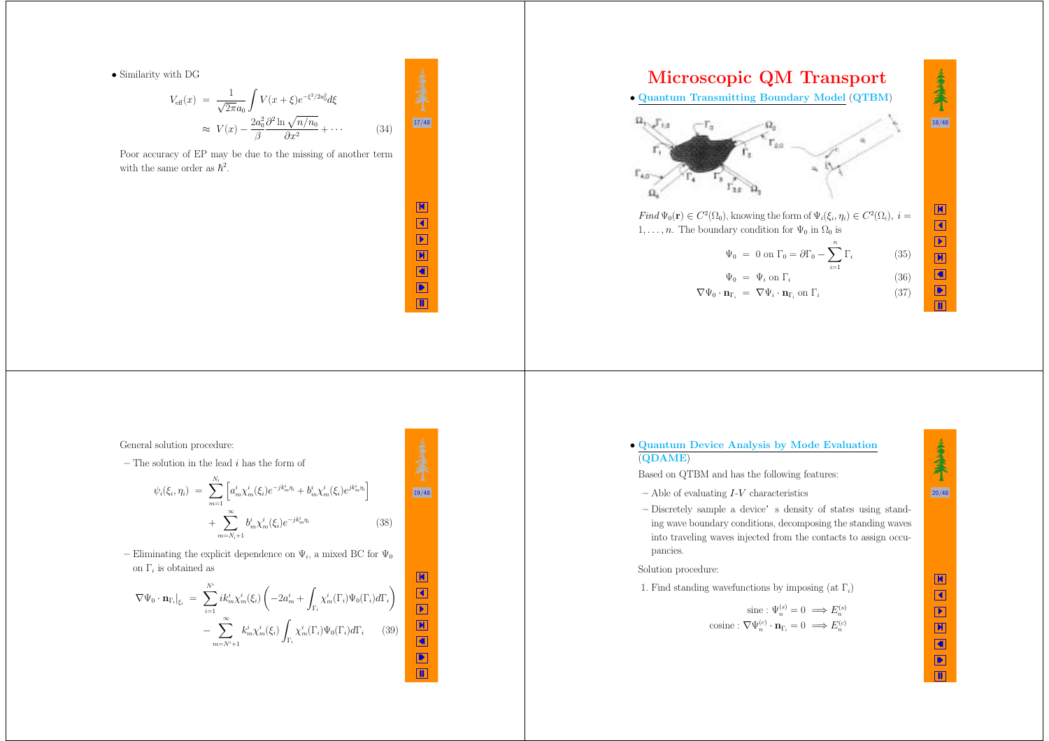- Similarity with DG

$$
\begin{aligned}
V_{\text{eff}}(x) &= \frac{1}{\sqrt{2\pi}a_0}\int V(x+\xi)e^{-\xi^2/2a_0^2}d\xi \\
&\approx V(x) - \frac{2a_0^2}{\beta}\frac{\partial^2 \ln\sqrt{n/n_0}}{\partial x^2} + \cdots \qquad (34)
\end{aligned}
$$

Poor accuracy of EP may be due to the missing of another term with the same order as $\hbar^2$.

# Microscopic QM Transport

- Quantum Transmitting Boundary Model (QTBM)

*Find* $\Psi_0(\mathbf{r}) \in C^2(\Omega_0)$, knowing the form of $\Psi_i(\xi_i, \eta_i) \in C^2(\Omega_i)$, $i = 1, \ldots, n$. The boundary condition for $\Psi_0$ in $\Omega_0$ is

$$
\begin{aligned}
\Psi_0 &= 0 \text{ on } \Gamma_0 = \partial\Gamma_0 - \sum_{i=1}^{n}\Gamma_i \qquad (35)\\
\Psi_0 &= \Psi_i \text{ on } \Gamma_i \qquad (36)\\
\nabla\Psi_0 \cdot \mathbf{n}_{\Gamma_i} &= \nabla\Psi_i \cdot \mathbf{n}_{\Gamma_i} \text{ on } \Gamma_i \qquad (37)
\end{aligned}
$$

General solution procedure:

– The solution in the lead $i$ has the form of

$$
\begin{aligned}
\psi_i(\xi_i, \eta_i) &= \sum_{m=1}^{N_i}\left[a_m^i \chi_m^i(\xi_i)e^{-jk_m^i\eta_i} + b_m^i \chi_m^i(\xi_i)e^{jk_m^i\eta_i}\right] \\
&\quad + \sum_{m=N_i+1}^{\infty} b_m^i \chi_m^i(\xi_i)e^{-jk_m^i\eta_i} \qquad (38)
\end{aligned}
$$

– Eliminating the explicit dependence on $\Psi_i$, a mixed BC for $\Psi_0$ on $\Gamma_i$ is obtained as

$$
\begin{aligned}
\nabla\Psi_0 \cdot \mathbf{n}_{\Gamma_i}\big|_{\xi_i} &= \sum_{i=1}^{N^i} ik_m^i\chi_m^i(\xi_i)\left(-2a_m^i + \int_{\Gamma_i}\chi_m^i(\Gamma_i)\Psi_0(\Gamma_i)d\Gamma_i\right) \\
&\quad - \sum_{m=N^i+1}^{\infty} k_m^i\chi_m^i(\xi_i)\int_{\Gamma_i}\chi_m^i(\Gamma_i)\Psi_0(\Gamma_i)d\Gamma_i \qquad (39)
\end{aligned}
$$

- Quantum Device Analysis by Mode Evaluation (QDAME)

Based on QTBM and has the following features:

– Able of evaluating $I$-$V$ characteristics

– Discretely sample a device' s density of states using standing wave boundary conditions, decomposing the standing waves into traveling waves injected from the contacts to assign occupancies.

Solution procedure:

1. Find standing wavefunctions by imposing (at $\Gamma_i$)

$$
\begin{aligned}
\text{sine}: \Psi_n^{(s)} = 0 &\implies E_n^{(s)} \\
\text{cosine}: \nabla\Psi_n^{(c)} \cdot \mathbf{n}_{\Gamma_i} = 0 &\implies E_n^{(c)}
\end{aligned}
$$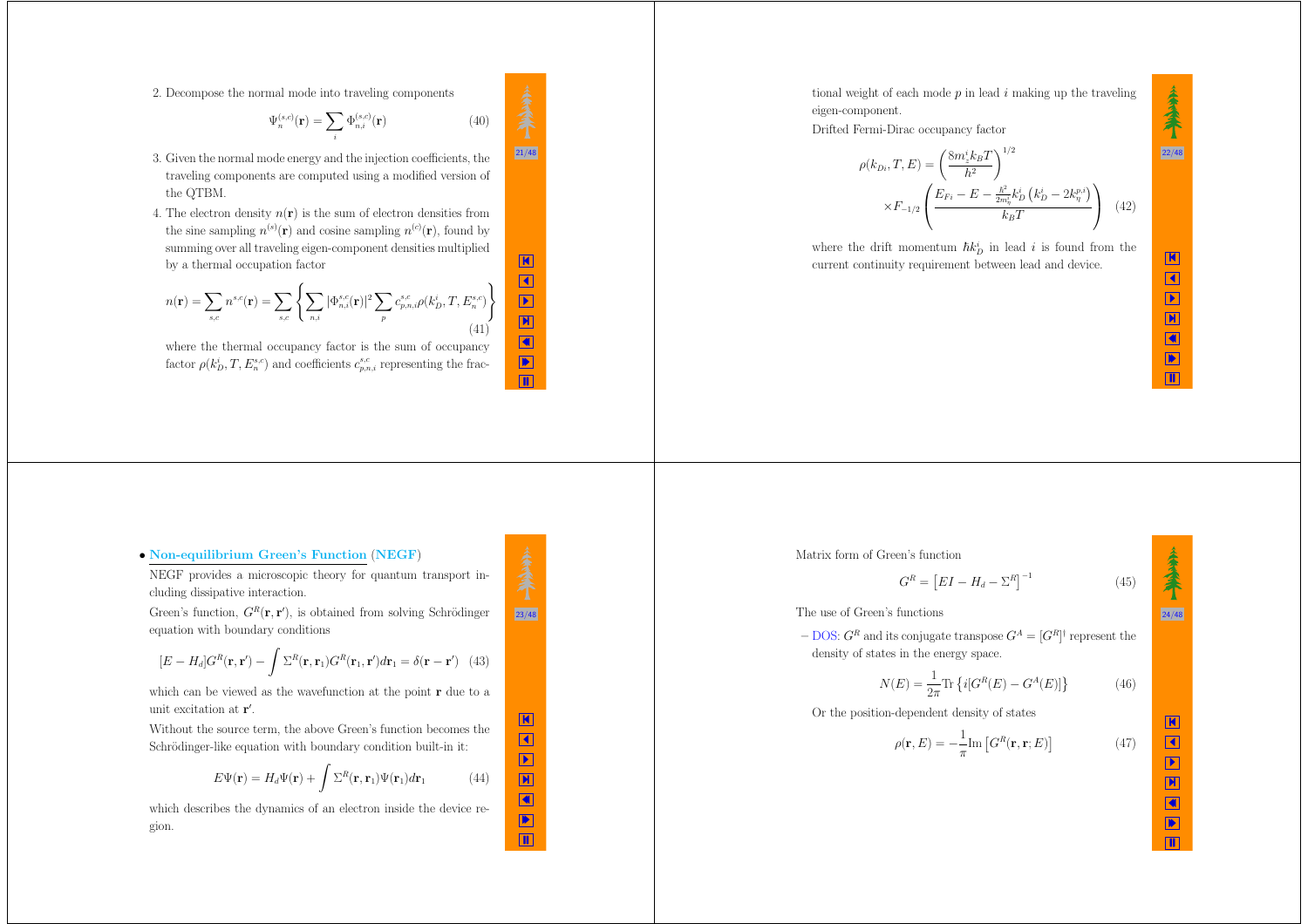2. Decompose the normal mode into traveling components

$$\Psi_n^{(s,c)}(\mathbf{r}) = \sum_i \Phi_{n,i}^{(s,c)}(\mathbf{r}) \tag{40}$$

3. Given the normal mode energy and the injection coefficients, the traveling components are computed using a modified version of the QTBM.

4. The electron density $n(\mathbf{r})$ is the sum of electron densities from the sine sampling $n^{(s)}(\mathbf{r})$ and cosine sampling $n^{(c)}(\mathbf{r})$, found by summing over all traveling eigen-component densities multiplied by a thermal occupation factor

$$n(\mathbf{r}) = \sum_{s,c} n^{s,c}(\mathbf{r}) = \sum_{s,c} \left\{ \sum_{n,i} |\Phi_{n,i}^{s,c}(\mathbf{r})|^2 \sum_p c_{p,n,i}^{s,c} \rho(k_D^i, T, E_n^{s,c}) \right\} \tag{41}$$

where the thermal occupancy factor is the sum of occupancy factor $\rho(k_D^i, T, E_n^{s,c})$ and coefficients $c_{p,n,i}^{s,c}$ representing the fractional weight of each mode $p$ in lead $i$ making up the traveling eigen-component.

Drifted Fermi-Dirac occupancy factor

$$\rho(k_{Di}, T, E) = \left( \frac{8 m_z^i k_B T}{h^2} \right)^{1/2} \times F_{-1/2}\left( \frac{E_{Fi} - E - \frac{\hbar^2}{2 m_\eta^i} k_D^i \left( k_D^i - 2 k_\eta^{p,i} \right)}{k_B T} \right) \tag{42}$$

where the drift momentum $\hbar k_D^i$ in lead $i$ is found from the current continuity requirement between lead and device.

- **Non-equilibrium Green's Function (NEGF)**

NEGF provides a microscopic theory for quantum transport including dissipative interaction.

Green's function, $G^R(\mathbf{r}, \mathbf{r}')$, is obtained from solving Schrödinger equation with boundary conditions

$$[E - H_d] G^R(\mathbf{r}, \mathbf{r}') - \int \Sigma^R(\mathbf{r}, \mathbf{r}_1) G^R(\mathbf{r}_1, \mathbf{r}') d\mathbf{r}_1 = \delta(\mathbf{r} - \mathbf{r}') \tag{43}$$

which can be viewed as the wavefunction at the point $\mathbf{r}$ due to a unit excitation at $\mathbf{r}'$.

Without the source term, the above Green's function becomes the Schrödinger-like equation with boundary condition built-in it:

$$E\Psi(\mathbf{r}) = H_d \Psi(\mathbf{r}) + \int \Sigma^R(\mathbf{r}, \mathbf{r}_1) \Psi(\mathbf{r}_1) d\mathbf{r}_1 \tag{44}$$

which describes the dynamics of an electron inside the device region.

Matrix form of Green's function

$$G^R = \left[ EI - H_d - \Sigma^R \right]^{-1} \tag{45}$$

The use of Green's functions

– DOS: $G^R$ and its conjugate transpose $G^A = [G^R]^\dagger$ represent the density of states in the energy space.

$$N(E) = \frac{1}{2\pi} \mathrm{Tr} \left\{ i [G^R(E) - G^A(E)] \right\} \tag{46}$$

Or the position-dependent density of states

$$\rho(\mathbf{r}, E) = -\frac{1}{\pi} \mathrm{Im} \left[ G^R(\mathbf{r}, \mathbf{r}; E) \right] \tag{47}$$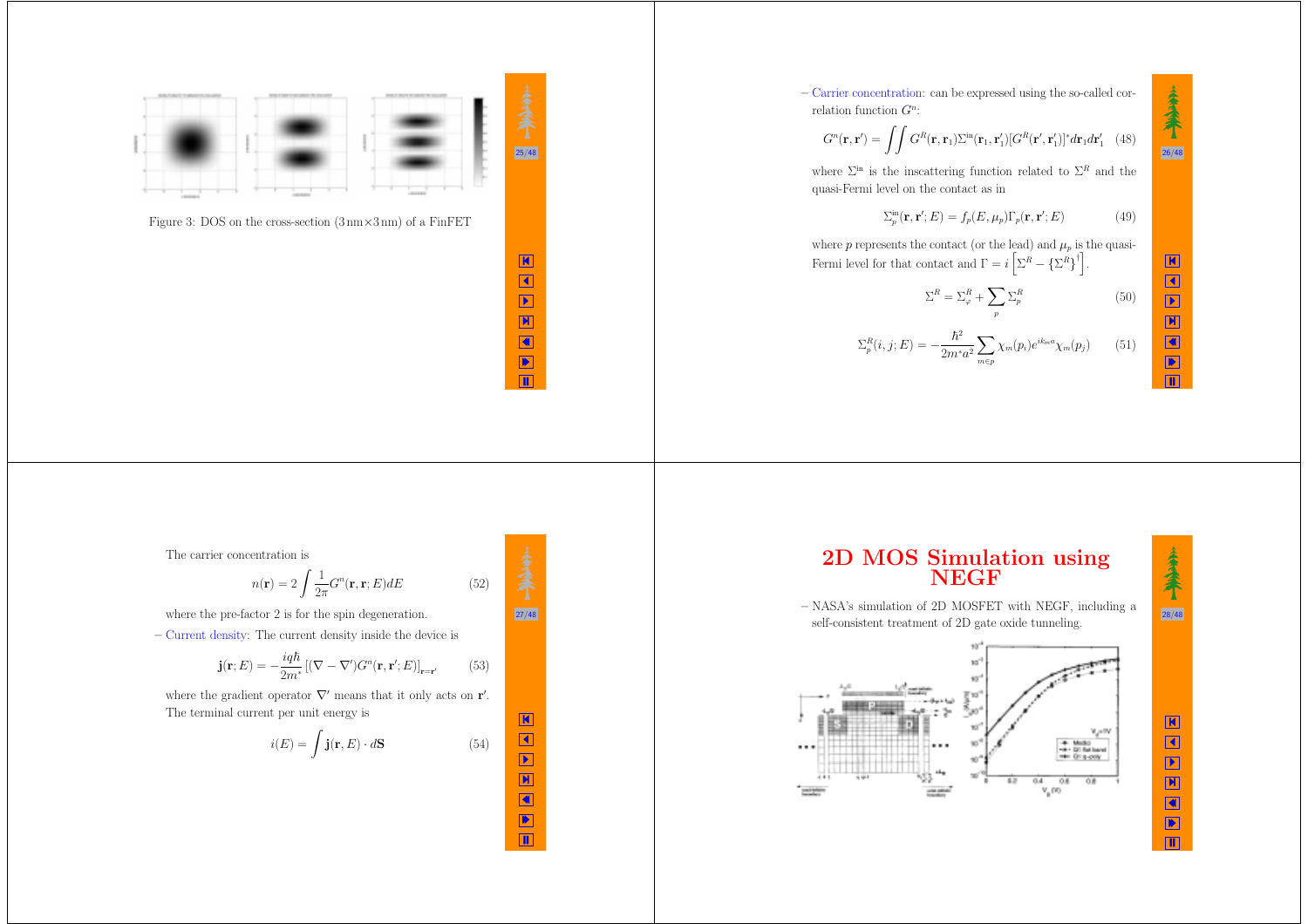Figure 3: DOS on the cross-section (3 nm×3 nm) of a FinFET

– Carrier concentration: can be expressed using the so-called correlation function $G^n$:

$$G^n(\mathbf{r},\mathbf{r}') = \iint G^R(\mathbf{r},\mathbf{r}_1)\Sigma^{\text{in}}(\mathbf{r}_1,\mathbf{r}_1')[G^R(\mathbf{r}',\mathbf{r}_1')]^* d\mathbf{r}_1 d\mathbf{r}_1' \quad (48)$$

where $\Sigma^{\text{in}}$ is the inscattering function related to $\Sigma^R$ and the quasi-Fermi level on the contact as in

$$\Sigma_p^{\text{in}}(\mathbf{r},\mathbf{r}';E) = f_p(E,\mu_p)\Gamma_p(\mathbf{r},\mathbf{r}';E) \quad (49)$$

where $p$ represents the contact (or the lead) and $\mu_p$ is the quasi-Fermi level for that contact and $\Gamma = i\left[\Sigma^R - \{\Sigma^R\}^\dagger\right]$.

$$\Sigma^R = \Sigma_\varphi^R + \sum_p \Sigma_p^R \quad (50)$$

$$\Sigma_p^R(i,j;E) = -\frac{\hbar^2}{2m^*a^2}\sum_{m\in p}\chi_m(p_i)e^{ik_m a}\chi_m(p_j) \quad (51)$$

The carrier concentration is

$$n(\mathbf{r}) = 2\int \frac{1}{2\pi}G^n(\mathbf{r},\mathbf{r};E)dE \quad (52)$$

where the pre-factor 2 is for the spin degeneration.

– Current density: The current density inside the device is

$$\mathbf{j}(\mathbf{r};E) = -\frac{iq\hbar}{2m^*}\left[(\nabla - \nabla')G^n(\mathbf{r},\mathbf{r}';E)\right]_{\mathbf{r}=\mathbf{r}'} \quad (53)$$

where the gradient operator $\nabla'$ means that it only acts on $\mathbf{r}'$. The terminal current per unit energy is

$$i(E) = \int \mathbf{j}(\mathbf{r},E)\cdot d\mathbf{S} \quad (54)$$

# 2D MOS Simulation using NEGF

– NASA's simulation of 2D MOSFET with NEGF, including a self-consistent treatment of 2D gate oxide tunneling.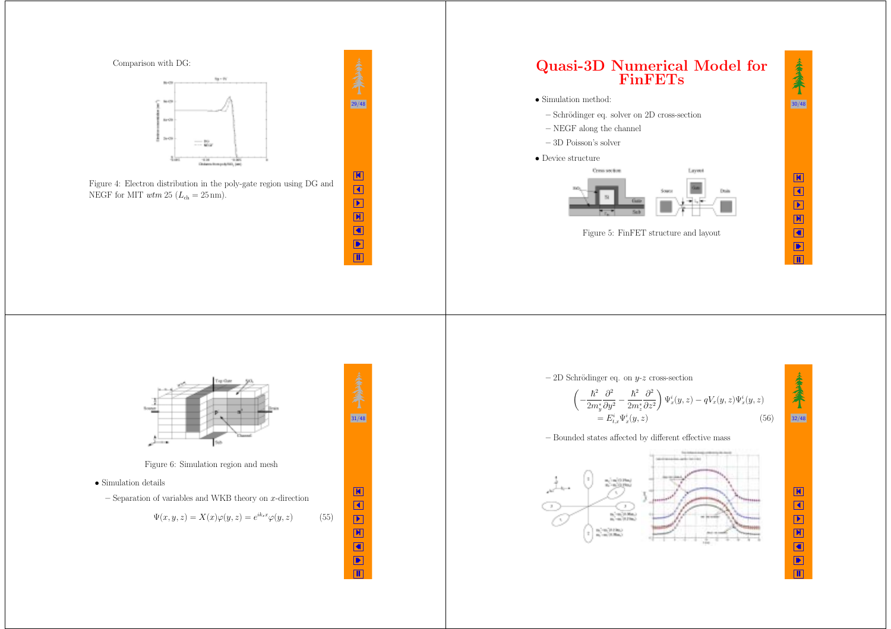Comparison with DG:

Figure 4: Electron distribution in the poly-gate region using DG and NEGF for MIT *wtm* 25 ($L_{ch} = 25\,\text{nm}$).

# Quasi-3D Numerical Model for FinFETs

- Simulation method:
  - Schrödinger eq. solver on 2D cross-section
  - NEGF along the channel
  - 3D Poisson's solver
- Device structure

Figure 5: FinFET structure and layout

Figure 6: Simulation region and mesh

- Simulation details
  - Separation of variables and WKB theory on $x$-direction

$$\Psi(x,y,z) = X(x)\varphi(y,z) = e^{ik_x x}\varphi(y,z) \tag{55}$$

- 2D Schrödinger eq. on $y$-$z$ cross-section

$$\left(-\frac{\hbar^2}{2m_y^*}\frac{\partial^2}{\partial y^2} - \frac{\hbar^2}{2m_z^*}\frac{\partial^2}{\partial z^2}\right)\Psi_x^i(y,z) - qV_x(y,z)\Psi_x^i(y,z)$$
$$= E_{t,x}^i \Psi_x^i(y,z) \tag{56}$$

- Bounded states affected by different effective mass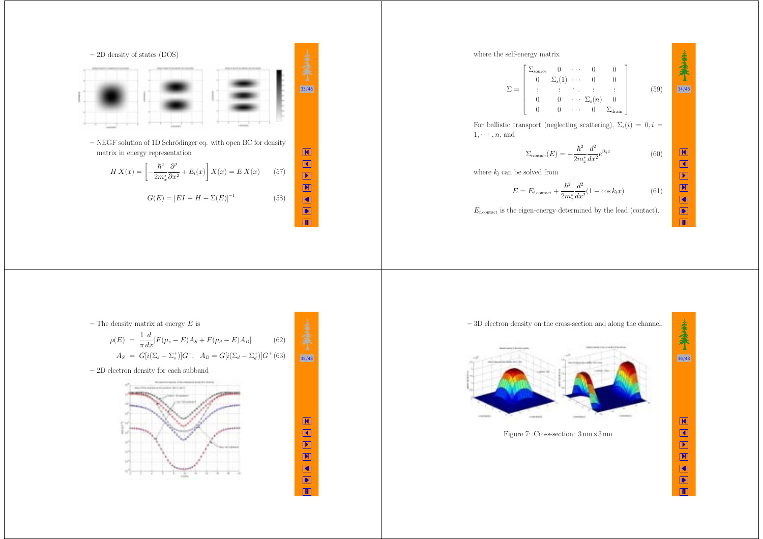– 2D density of states (DOS)

– NEGF solution of 1D Schrödinger eq. with open BC for density matrix in energy representation

$$H\,X(x) = \left[-\frac{\hbar^2}{2m_x^*}\frac{\partial^2}{\partial x^2} + E_l(x)\right]X(x) = E\,X(x) \tag{57}$$

$$G(E) = [EI - H - \Sigma(E)]^{-1} \tag{58}$$

where the self-energy matrix

$$\Sigma = \begin{bmatrix} \Sigma_{\text{source}} & 0 & \cdots & 0 & 0 \\ 0 & \Sigma_s(1) & \cdots & 0 & 0 \\ \vdots & \vdots & \ddots & \vdots & \vdots \\ 0 & 0 & \cdots & \Sigma_s(n) & 0 \\ 0 & 0 & \cdots & 0 & \Sigma_{\text{drain}} \end{bmatrix} \tag{59}$$

For ballistic transport (neglecting scattering), $\Sigma_s(i) = 0, i = 1, \cdots, n$, and

$$\Sigma_{\text{contact}}(E) = -\frac{\hbar^2}{2m_x^*}\frac{d^2}{dx^2}e^{ik_l x} \tag{60}$$

where $k_l$ can be solved from

$$E = E_{l,\text{contact}} + \frac{\hbar^2}{2m_x^*}\frac{d^2}{dx^2}(1 - \cos k_l x) \tag{61}$$

$E_{l,\text{contact}}$ is the eigen-energy determined by the lead (contact).

– The density matrix at energy $E$ is

$$\rho(E) = \frac{1}{\pi}\frac{d}{dx}[F(\mu_s - E)A_S + F(\mu_d - E)A_D] \tag{62}$$

$$A_S = G[i(\Sigma_s - \Sigma_s^+)]G^+, \quad A_D = G[i(\Sigma_d - \Sigma_d^+)]G^+ \tag{63}$$

– 2D electron density for each subband

– 3D electron density on the cross-section and along the channel.

Figure 7: Cross-section: 3 nm×3 nm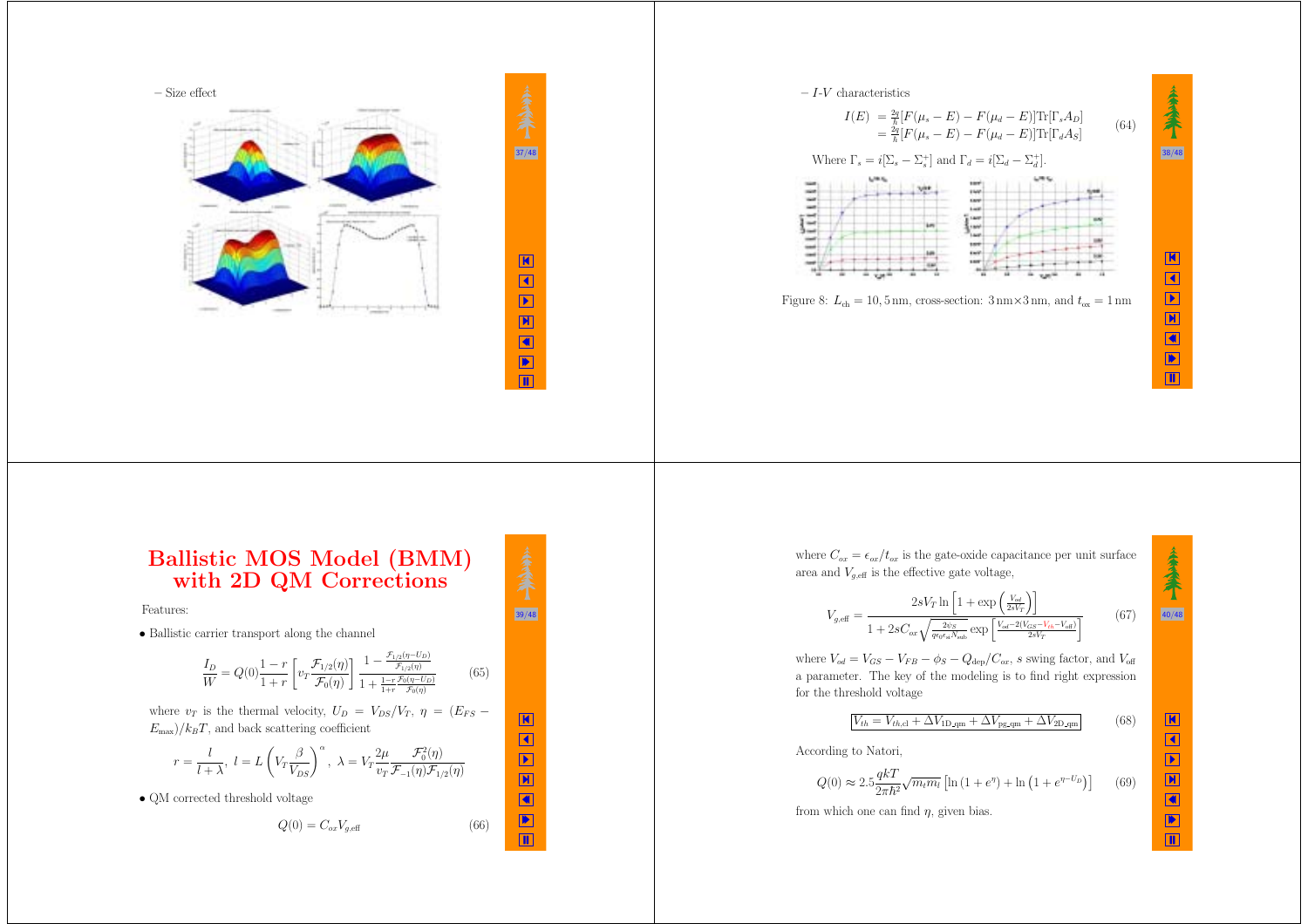– Size effect

– *I-V* characteristics

$$I(E) = \frac{2q}{h}[F(\mu_s - E) - F(\mu_d - E)]\mathrm{Tr}[\Gamma_s A_D] = \frac{2q}{h}[F(\mu_s - E) - F(\mu_d - E)]\mathrm{Tr}[\Gamma_d A_S] \quad (64)$$

Where $\Gamma_s = i[\Sigma_s - \Sigma_s^+]$ and $\Gamma_d = i[\Sigma_d - \Sigma_d^+]$.

Figure 8: $L_{ch} = 10, 5\,\mathrm{nm}$, cross-section: $3\,\mathrm{nm}\times 3\,\mathrm{nm}$, and $t_{ox} = 1\,\mathrm{nm}$

# Ballistic MOS Model (BMM) with 2D QM Corrections

Features:

- Ballistic carrier transport along the channel

$$\frac{I_D}{W} = Q(0)\frac{1-r}{1+r}\left[v_T\frac{\mathcal{F}_{1/2}(\eta)}{\mathcal{F}_0(\eta)}\right]\frac{1-\frac{\mathcal{F}_{1/2}(\eta-U_D)}{\mathcal{F}_{1/2}(\eta)}}{1+\frac{1-r}{1+r}\frac{\mathcal{F}_0(\eta-U_D)}{\mathcal{F}_0(\eta)}} \quad (65)$$

where $v_T$ is the thermal velocity, $U_D = V_{DS}/V_T$, $\eta = (E_{FS} - E_{\max})/k_BT$, and back scattering coefficient

$$r = \frac{l}{l+\lambda},\ l = L\left(V_T\frac{\beta}{V_{DS}}\right)^{\alpha},\ \lambda = V_T\frac{2\mu}{v_T}\frac{\mathcal{F}_0^2(\eta)}{\mathcal{F}_{-1}(\eta)\mathcal{F}_{1/2}(\eta)}$$

- QM corrected threshold voltage

$$Q(0) = C_{ox}V_{g,\mathrm{eff}} \quad (66)$$

where $C_{ox} = \epsilon_{ox}/t_{ox}$ is the gate-oxide capacitance per unit surface area and $V_{g,\mathrm{eff}}$ is the effective gate voltage,

$$V_{g,\mathrm{eff}} = \frac{2sV_T\ln\left[1+\exp\left(\frac{V_{od}}{2sV_T}\right)\right]}{1+2sC_{ox}\sqrt{\frac{2\psi_S}{q\epsilon_0\epsilon_{si}N_{\mathrm{sub}}}}\exp\left[\frac{V_{od}-2(V_{GS}-V_{th}-V_{\mathrm{off}})}{2sV_T}\right]} \quad (67)$$

where $V_{od} = V_{GS} - V_{FB} - \phi_S - Q_{\mathrm{dep}}/C_{ox}$, $s$ swing factor, and $V_{\mathrm{off}}$ a parameter. The key of the modeling is to find right expression for the threshold voltage

$$\boxed{V_{th} = V_{th,\mathrm{cl}} + \Delta V_{\mathrm{1D\_qm}} + \Delta V_{\mathrm{pg\_qm}} + \Delta V_{\mathrm{2D\_qm}}} \quad (68)$$

According to Natori,

$$Q(0) \approx 2.5\frac{qkT}{2\pi\hbar^2}\sqrt{m_t m_l}\left[\ln\left(1+e^{\eta}\right) + \ln\left(1+e^{\eta-U_D}\right)\right] \quad (69)$$

from which one can find $\eta$, given bias.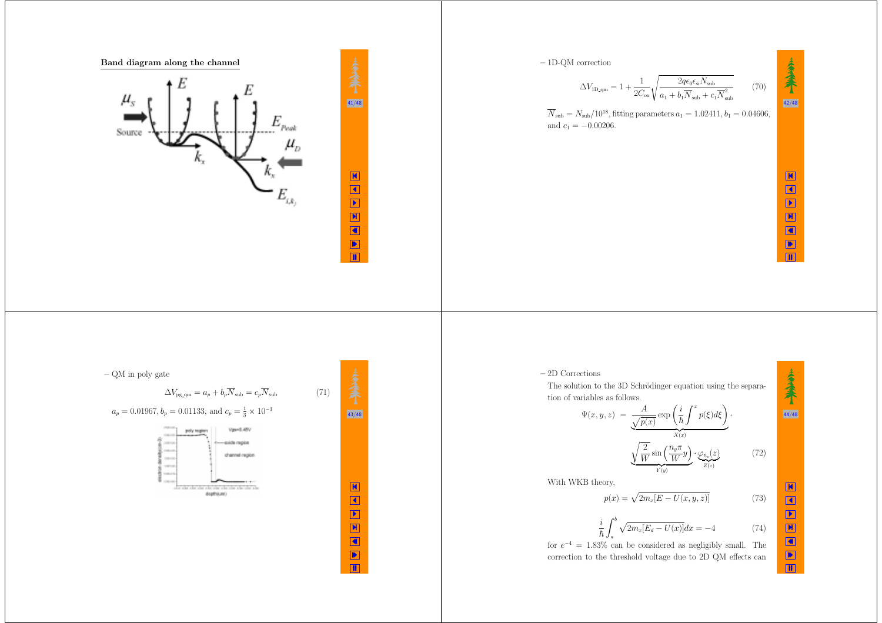**Band diagram along the channel**

– 1D-QM correction

$$\Delta V_{\text{1D\_qm}} = 1 + \frac{1}{2C_{\text{ox}}}\sqrt{\frac{2q\epsilon_0\epsilon_{\text{si}}N_{\text{sub}}}{a_1 + b_1\overline{N}_{\text{sub}} + c_1\overline{N}_{\text{sub}}^2}} \tag{70}$$

$\overline{N}_{\text{sub}} = N_{\text{sub}}/10^{18}$, fitting parameters $a_1 = 1.02411, b_1 = 0.04606$, and $c_1 = -0.00206$.

– QM in poly gate

$$\Delta V_{\text{pg\_qm}} = a_p + b_p\overline{N}_{\text{sub}} = c_p\overline{N}_{\text{sub}} \tag{71}$$

$a_p = 0.01967, b_p = 0.01133$, and $c_p = \frac{1}{3} \times 10^{-3}$

– 2D Corrections

The solution to the 3D Schrödinger equation using the separation of variables as follows.

$$\Psi(x,y,z) = \underbrace{\frac{A}{\sqrt{p(x)}}\exp\left(\frac{i}{\hbar}\int^x p(\xi)d\xi\right)}_{X(x)} \cdot \underbrace{\sqrt{\frac{2}{W}}\sin\left(\frac{n_y\pi}{W}y\right)}_{Y(y)} \cdot \underbrace{\varphi_{n_z}(z)}_{Z(z)} \tag{72}$$

With WKB theory,

$$p(x) = \sqrt{2m_x[E - U(x,y,z)]} \tag{73}$$

$$\frac{i}{\hbar}\int_a^b \sqrt{2m_x[E_d - U(x)]}dx = -4 \tag{74}$$

for $e^{-4} = 1.83\%$ can be considered as negligibly small. The correction to the threshold voltage due to 2D QM effects can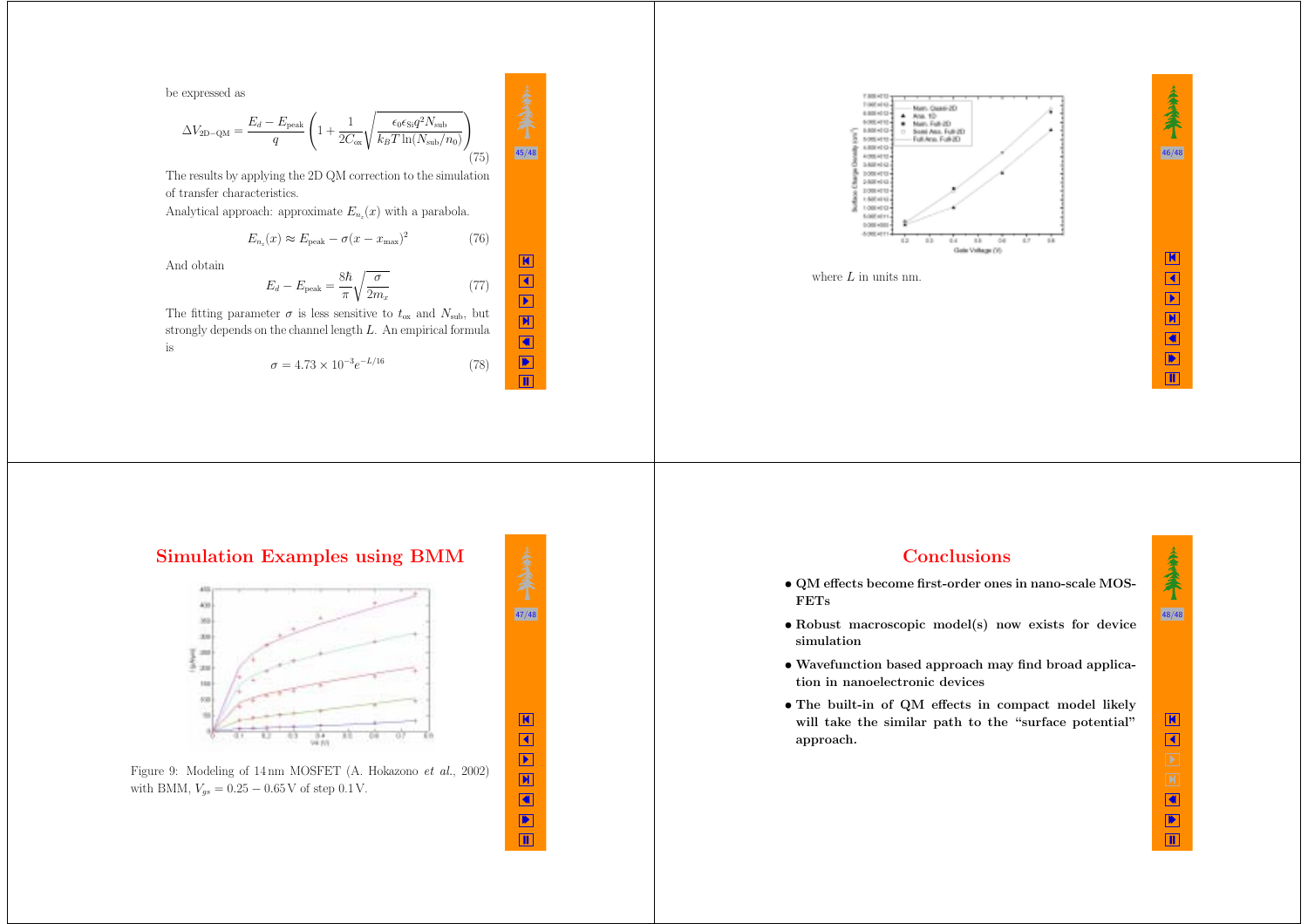be expressed as

$$\Delta V_{\text{2D-QM}} = \frac{E_d - E_{\text{peak}}}{q}\left(1 + \frac{1}{2C_{\text{ox}}}\sqrt{\frac{\epsilon_0\epsilon_{\text{Si}}q^2N_{\text{sub}}}{k_BT\ln(N_{\text{sub}}/n_0)}}\right) \tag{75}$$

The results by applying the 2D QM correction to the simulation of transfer characteristics.

Analytical approach: approximate $E_{n_z}(x)$ with a parabola.

$$E_{n_z}(x) \approx E_{\text{peak}} - \sigma(x - x_{\max})^2 \tag{76}$$

And obtain

$$E_d - E_{\text{peak}} = \frac{8\hbar}{\pi}\sqrt{\frac{\sigma}{2m_x}} \tag{77}$$

The fitting parameter $\sigma$ is less sensitive to $t_{\text{ox}}$ and $N_{\text{sub}}$, but strongly depends on the channel length $L$. An empirical formula is

$$\sigma = 4.73 \times 10^{-3}e^{-L/16} \tag{78}$$

Num. Quasi-2D
Ana. 1D
Num. Full-2D
Scaled Ana. Full-2D
Full Ana. Full-2D
Surface Charge Density (cm⁻²)
Gate Voltage (V)

where $L$ in units nm.

## Simulation Examples using BMM

Vd (V)

Figure 9: Modeling of 14 nm MOSFET (A. Hokazono *et al.*, 2002) with BMM, $V_{gs} = 0.25 - 0.65\,\text{V}$ of step 0.1 V.

## Conclusions

- **QM effects become first-order ones in nano-scale MOSFETs**
- **Robust macroscopic model(s) now exists for device simulation**
- **Wavefunction based approach may find broad application in nanoelectronic devices**
- **The built-in of QM effects in compact model likely will take the similar path to the "surface potential" approach.**